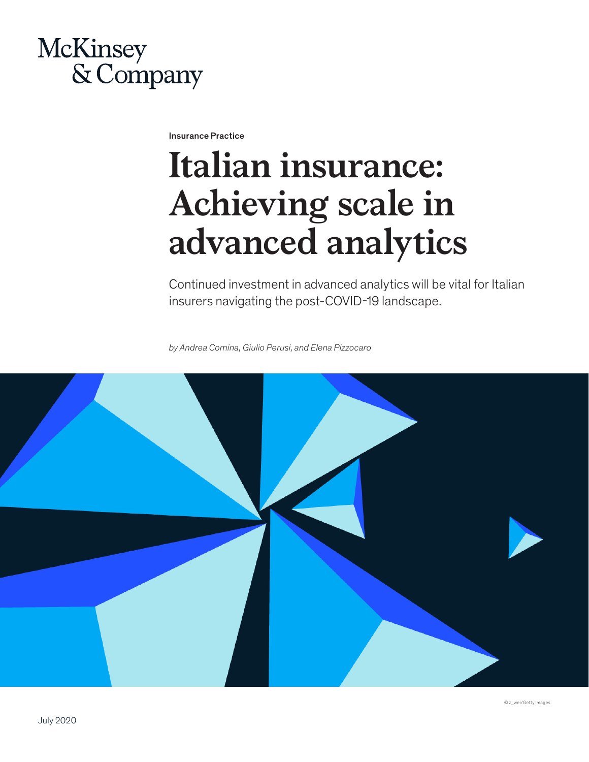McKinsey & Company

Insurance Practice

# Italian insurance: Achieving scale in advanced analytics

Continued investment in advanced analytics will be vital for Italian insurers navigating the post-COVID-19 landscape.

*by Andrea Comina, Giulio Perusi, and Elena Pizzocaro*

© z_wei/Getty Images

July 2020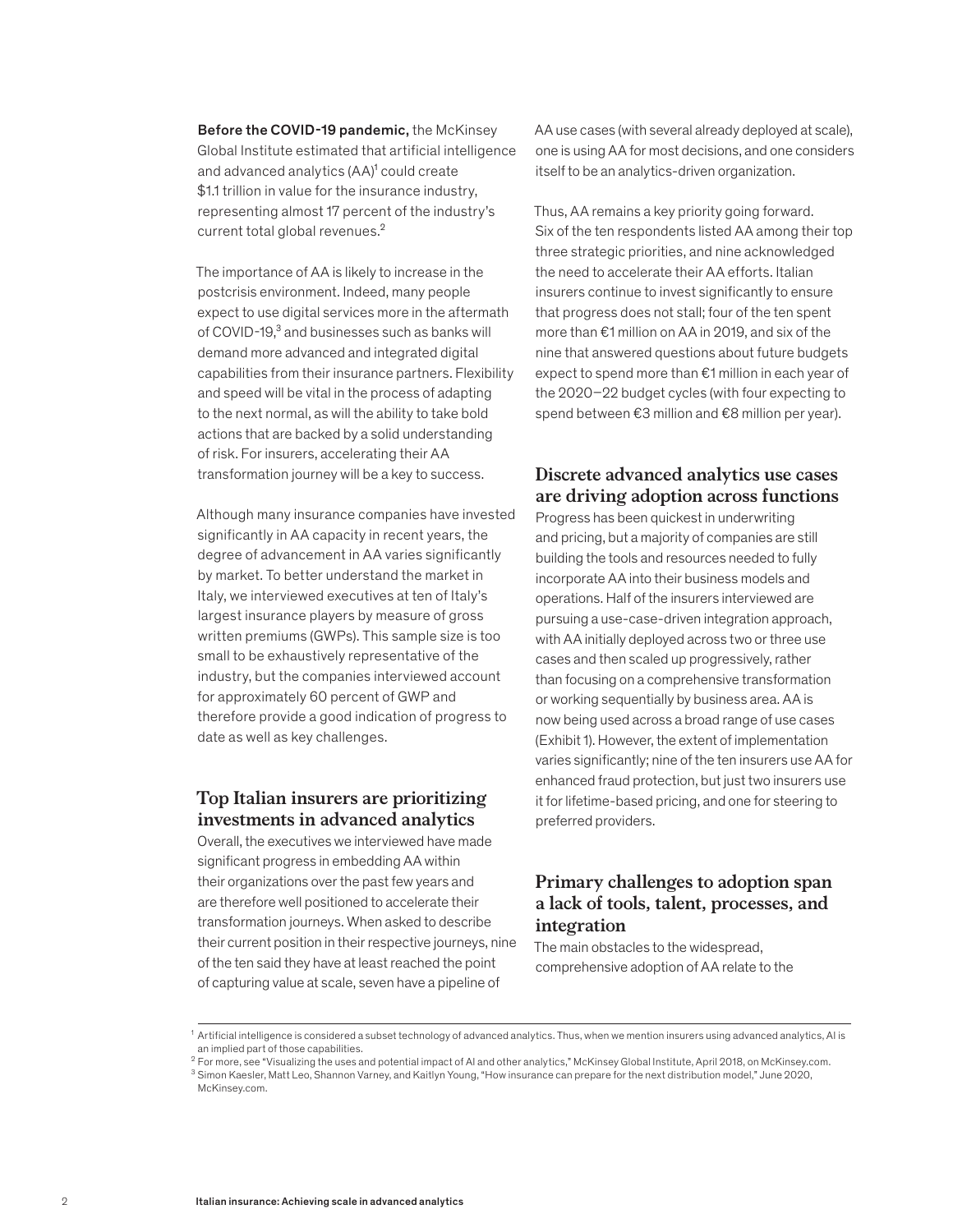**Before the COVID-19 pandemic,** the McKinsey Global Institute estimated that artificial intelligence and advanced analytics (AA)[1] could create $1.1 trillion in value for the insurance industry, representing almost 17 percent of the industry's current total global revenues.[2]

The importance of AA is likely to increase in the postcrisis environment. Indeed, many people expect to use digital services more in the aftermath of COVID-19,[3] and businesses such as banks will demand more advanced and integrated digital capabilities from their insurance partners. Flexibility and speed will be vital in the process of adapting to the next normal, as will the ability to take bold actions that are backed by a solid understanding of risk. For insurers, accelerating their AA transformation journey will be a key to success.

Although many insurance companies have invested significantly in AA capacity in recent years, the degree of advancement in AA varies significantly by market. To better understand the market in Italy, we interviewed executives at ten of Italy's largest insurance players by measure of gross written premiums (GWPs). This sample size is too small to be exhaustively representative of the industry, but the companies interviewed account for approximately 60 percent of GWP and therefore provide a good indication of progress to date as well as key challenges.

## Top Italian insurers are prioritizing investments in advanced analytics

Overall, the executives we interviewed have made significant progress in embedding AA within their organizations over the past few years and are therefore well positioned to accelerate their transformation journeys. When asked to describe their current position in their respective journeys, nine of the ten said they have at least reached the point of capturing value at scale, seven have a pipeline of AA use cases (with several already deployed at scale), one is using AA for most decisions, and one considers itself to be an analytics-driven organization.

Thus, AA remains a key priority going forward. Six of the ten respondents listed AA among their top three strategic priorities, and nine acknowledged the need to accelerate their AA efforts. Italian insurers continue to invest significantly to ensure that progress does not stall; four of the ten spent more than €1 million on AA in 2019, and six of the nine that answered questions about future budgets expect to spend more than €1 million in each year of the 2020–22 budget cycles (with four expecting to spend between €3 million and €8 million per year).

## Discrete advanced analytics use cases are driving adoption across functions

Progress has been quickest in underwriting and pricing, but a majority of companies are still building the tools and resources needed to fully incorporate AA into their business models and operations. Half of the insurers interviewed are pursuing a use-case-driven integration approach, with AA initially deployed across two or three use cases and then scaled up progressively, rather than focusing on a comprehensive transformation or working sequentially by business area. AA is now being used across a broad range of use cases (Exhibit 1). However, the extent of implementation varies significantly; nine of the ten insurers use AA for enhanced fraud protection, but just two insurers use it for lifetime-based pricing, and one for steering to preferred providers.

## Primary challenges to adoption span a lack of tools, talent, processes, and integration

The main obstacles to the widespread, comprehensive adoption of AA relate to the

---

[1] Artificial intelligence is considered a subset technology of advanced analytics. Thus, when we mention insurers using advanced analytics, AI is an implied part of those capabilities.

[2] For more, see "Visualizing the uses and potential impact of AI and other analytics," McKinsey Global Institute, April 2018, on McKinsey.com.

[3] Simon Kaesler, Matt Leo, Shannon Varney, and Kaitlyn Young, "How insurance can prepare for the next distribution model," June 2020, McKinsey.com.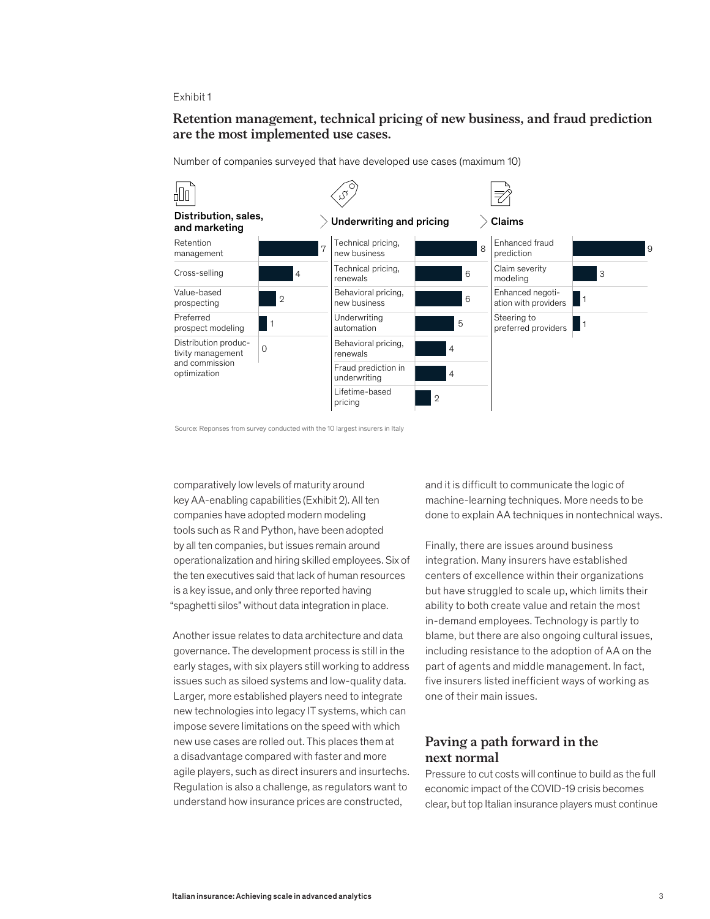Exhibit 1

**Retention management, technical pricing of new business, and fraud prediction are the most implemented use cases.**

Number of companies surveyed that have developed use cases (maximum 10)

**Distribution, sales, and marketing**

| Use case | Number of companies |
|---|---|
| Retention management | 7 |
| Cross-selling | 4 |
| Value-based prospecting | 2 |
| Preferred prospect modeling | 1 |
| Distribution productivity management and commission optimization | 0 |

**Underwriting and pricing**

| Use case | Number of companies |
|---|---|
| Technical pricing, new business | 8 |
| Technical pricing, renewals | 6 |
| Behavioral pricing, new business | 6 |
| Underwriting automation | 5 |
| Behavioral pricing, renewals | 4 |
| Fraud prediction in underwriting | 4 |
| Lifetime-based pricing | 2 |

**Claims**

| Use case | Number of companies |
|---|---|
| Enhanced fraud prediction | 9 |
| Claim severity modeling | 3 |
| Enhanced negotiation with providers | 1 |
| Steering to preferred providers | 1 |

Source: Reponses from survey conducted with the 10 largest insurers in Italy

comparatively low levels of maturity around key AA-enabling capabilities (Exhibit 2). All ten companies have adopted modern modeling tools such as R and Python, have been adopted by all ten companies, but issues remain around operationalization and hiring skilled employees. Six of the ten executives said that lack of human resources is a key issue, and only three reported having "spaghetti silos" without data integration in place.

Another issue relates to data architecture and data governance. The development process is still in the early stages, with six players still working to address issues such as siloed systems and low-quality data. Larger, more established players need to integrate new technologies into legacy IT systems, which can impose severe limitations on the speed with which new use cases are rolled out. This places them at a disadvantage compared with faster and more agile players, such as direct insurers and insurtechs. Regulation is also a challenge, as regulators want to understand how insurance prices are constructed, and it is difficult to communicate the logic of machine-learning techniques. More needs to be done to explain AA techniques in nontechnical ways.

Finally, there are issues around business integration. Many insurers have established centers of excellence within their organizations but have struggled to scale up, which limits their ability to both create value and retain the most in-demand employees. Technology is partly to blame, but there are also ongoing cultural issues, including resistance to the adoption of AA on the part of agents and middle management. In fact, five insurers listed inefficient ways of working as one of their main issues.

## Paving a path forward in the next normal

Pressure to cut costs will continue to build as the full economic impact of the COVID-19 crisis becomes clear, but top Italian insurance players must continue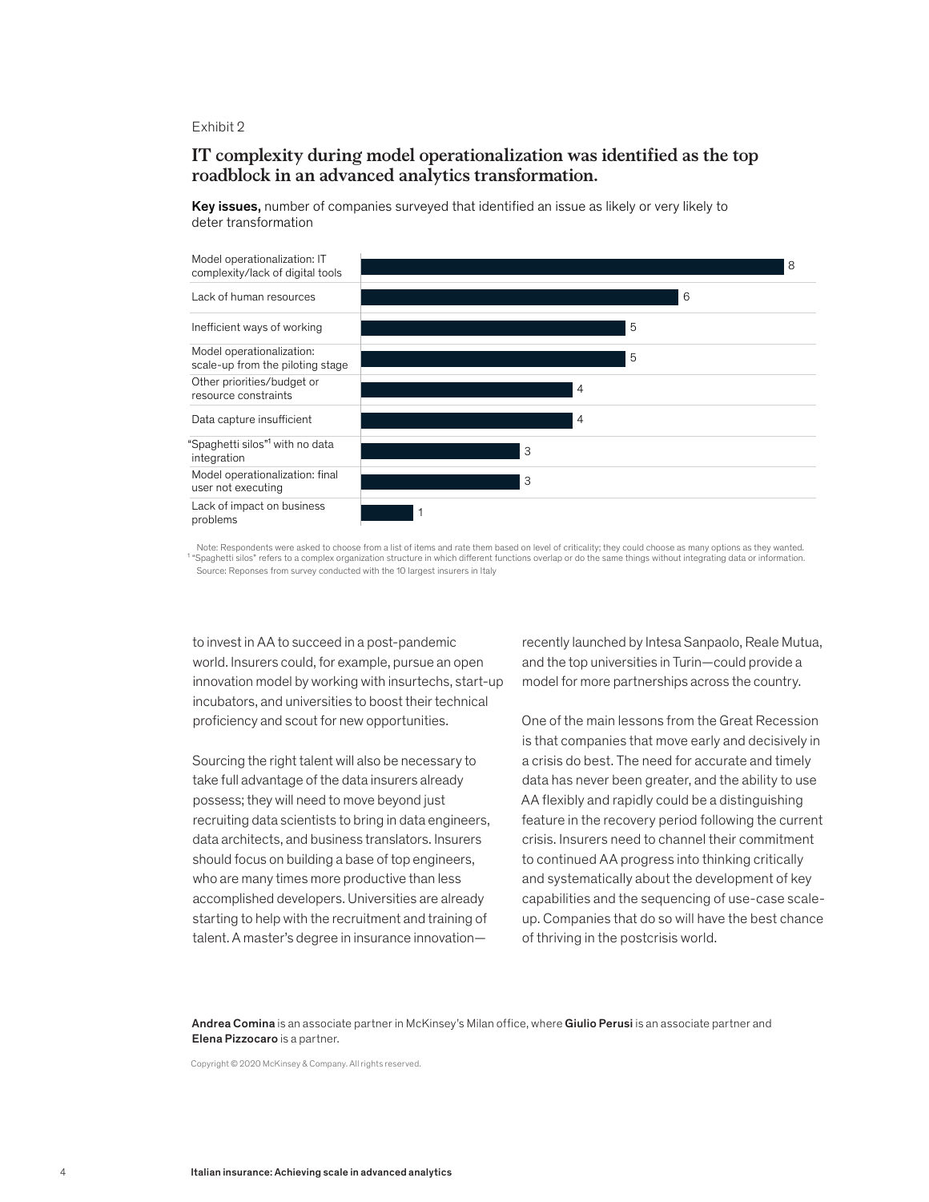Exhibit 2

## IT complexity during model operationalization was identified as the top roadblock in an advanced analytics transformation.

**Key issues,** number of companies surveyed that identified an issue as likely or very likely to deter transformation

| Issue | Number of companies |
|---|---|
| Model operationalization: IT complexity/lack of digital tools | 8 |
| Lack of human resources | 6 |
| Inefficient ways of working | 5 |
| Model operationalization: scale-up from the piloting stage | 5 |
| Other priorities/budget or resource constraints | 4 |
| Data capture insufficient | 4 |
| "Spaghetti silos"[1] with no data integration | 3 |
| Model operationalization: final user not executing | 3 |
| Lack of impact on business problems | 1 |

Note: Respondents were asked to choose from a list of items and rate them based on level of criticality; they could choose as many options as they wanted.
[1] "Spaghetti silos" refers to a complex organization structure in which different functions overlap or do the same things without integrating data or information.
Source: Reponses from survey conducted with the 10 largest insurers in Italy

to invest in AA to succeed in a post-pandemic world. Insurers could, for example, pursue an open innovation model by working with insurtechs, start-up incubators, and universities to boost their technical proficiency and scout for new opportunities.

Sourcing the right talent will also be necessary to take full advantage of the data insurers already possess; they will need to move beyond just recruiting data scientists to bring in data engineers, data architects, and business translators. Insurers should focus on building a base of top engineers, who are many times more productive than less accomplished developers. Universities are already starting to help with the recruitment and training of talent. A master's degree in insurance innovation—recently launched by Intesa Sanpaolo, Reale Mutua, and the top universities in Turin—could provide a model for more partnerships across the country.

One of the main lessons from the Great Recession is that companies that move early and decisively in a crisis do best. The need for accurate and timely data has never been greater, and the ability to use AA flexibly and rapidly could be a distinguishing feature in the recovery period following the current crisis. Insurers need to channel their commitment to continued AA progress into thinking critically and systematically about the development of key capabilities and the sequencing of use-case scale-up. Companies that do so will have the best chance of thriving in the postcrisis world.

**Andrea Comina** is an associate partner in McKinsey's Milan office, where **Giulio Perusi** is an associate partner and **Elena Pizzocaro** is a partner.

Copyright © 2020 McKinsey & Company. All rights reserved.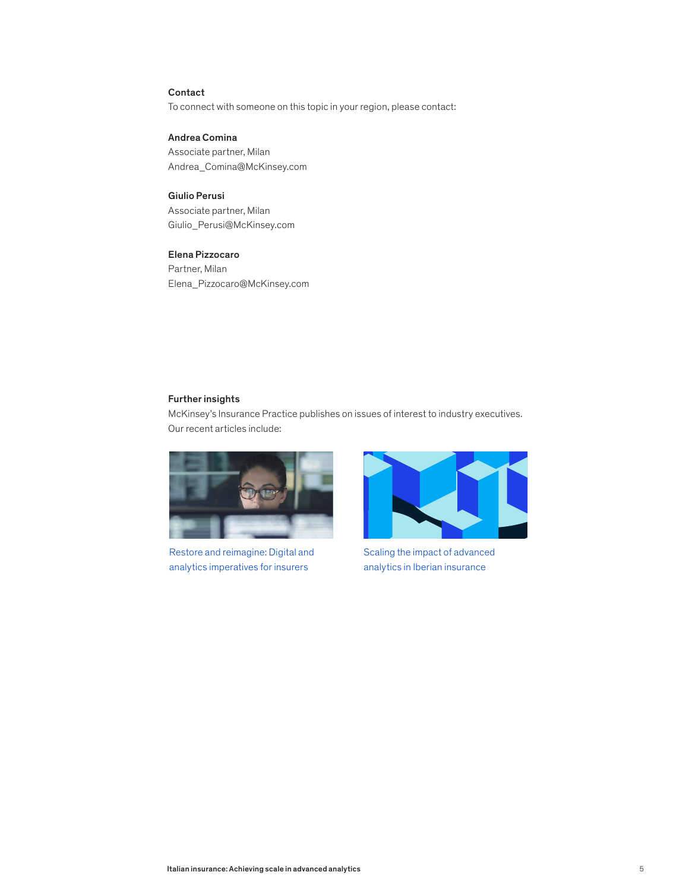**Contact**

To connect with someone on this topic in your region, please contact:

**Andrea Comina**
Associate partner, Milan
Andrea_Comina@McKinsey.com

**Giulio Perusi**
Associate partner, Milan
Giulio_Perusi@McKinsey.com

**Elena Pizzocaro**
Partner, Milan
Elena_Pizzocaro@McKinsey.com

**Further insights**

McKinsey's Insurance Practice publishes on issues of interest to industry executives. Our recent articles include:

Restore and reimagine: Digital and analytics imperatives for insurers

Scaling the impact of advanced analytics in Iberian insurance